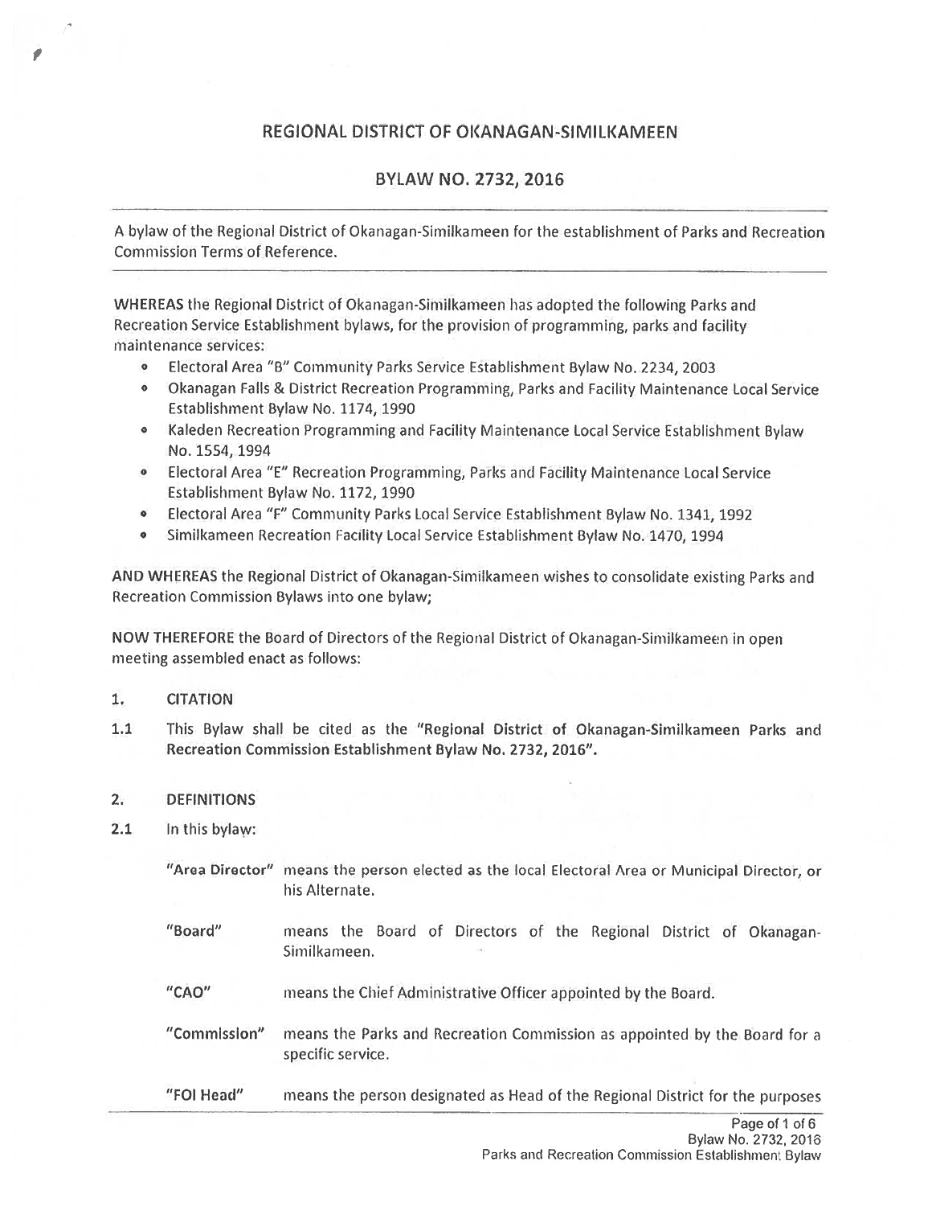# REGIONAL DISTRICT OF OKANAGAN-SIMILKAMEEN

## BYLAW NO. 2732, 2016

---

A bylaw of the Regional District of Okanagan-Similkameen for the establishment of Parks and Recreation Commission Terms of Reference.

---

**WHEREAS** the Regional District of Okanagan-Similkameen has adopted the following Parks and Recreation Service Establishment bylaws, for the provision of programming, parks and facility maintenance services:

- Electoral Area "B" Community Parks Service Establishment Bylaw No. 2234, 2003
- Okanagan Falls & District Recreation Programming, Parks and Facility Maintenance Local Service Establishment Bylaw No. 1174, 1990
- Kaleden Recreation Programming and Facility Maintenance Local Service Establishment Bylaw No. 1554, 1994
- Electoral Area "E" Recreation Programming, Parks and Facility Maintenance Local Service Establishment Bylaw No. 1172, 1990
- Electoral Area "F" Community Parks Local Service Establishment Bylaw No. 1341, 1992
- Similkameen Recreation Facility Local Service Establishment Bylaw No. 1470, 1994

**AND WHEREAS** the Regional District of Okanagan-Similkameen wishes to consolidate existing Parks and Recreation Commission Bylaws into one bylaw;

**NOW THEREFORE** the Board of Directors of the Regional District of Okanagan-Similkameen in open meeting assembled enact as follows:

1. **CITATION**

1.1 This Bylaw shall be cited as the **"Regional District of Okanagan-Similkameen Parks and Recreation Commission Establishment Bylaw No. 2732, 2016"**.

2. **DEFINITIONS**

2.1 In this bylaw:

**"Area Director"** means the person elected as the local Electoral Area or Municipal Director, or his Alternate.

**"Board"** means the Board of Directors of the Regional District of Okanagan-Similkameen.

**"CAO"** means the Chief Administrative Officer appointed by the Board.

**"Commission"** means the Parks and Recreation Commission as appointed by the Board for a specific service.

**"FOI Head"** means the person designated as Head of the Regional District for the purposes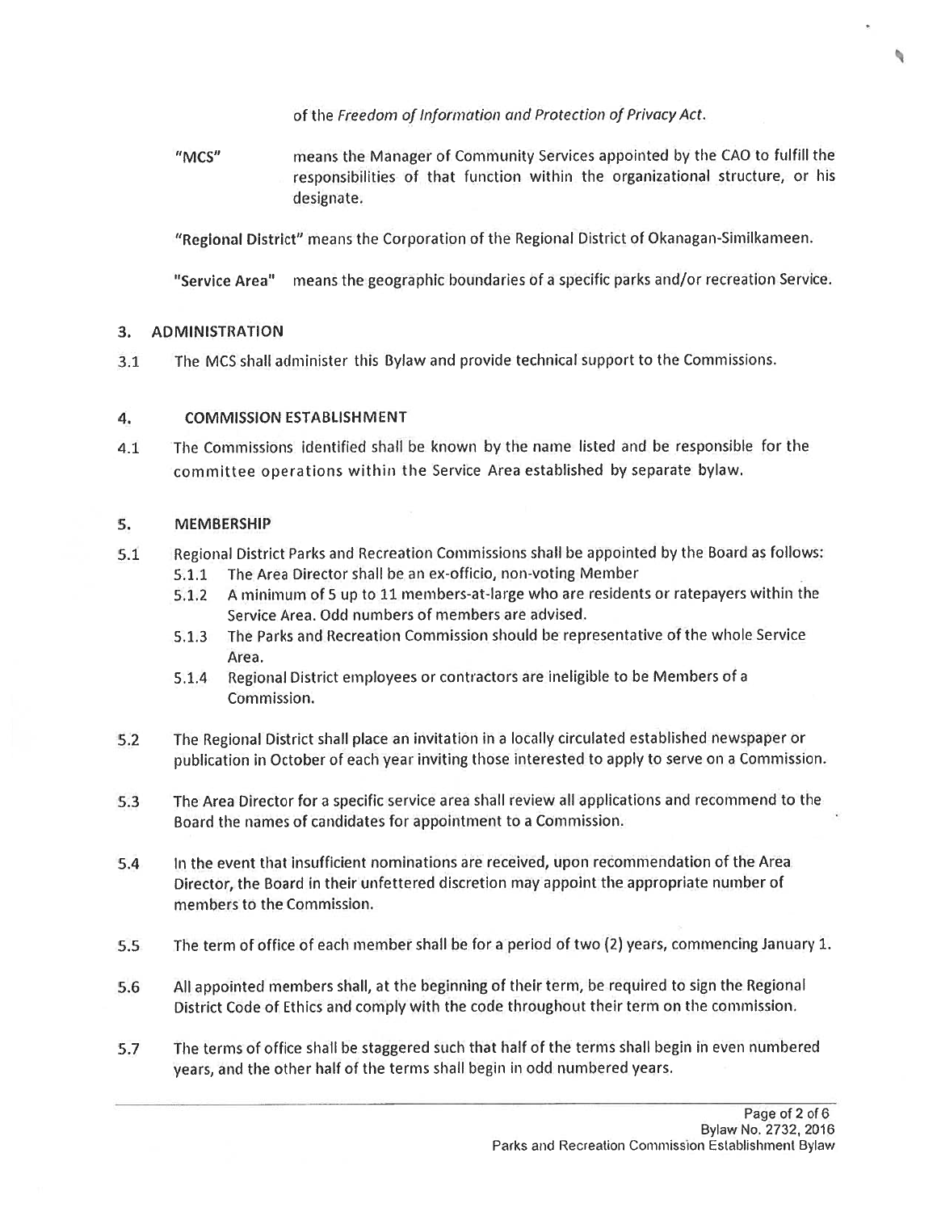of the *Freedom of Information and Protection of Privacy Act*.

**"MCS"** means the Manager of Community Services appointed by the CAO to fulfill the responsibilities of that function within the organizational structure, or his designate.

**"Regional District"** means the Corporation of the Regional District of Okanagan-Similkameen.

**"Service Area"** means the geographic boundaries of a specific parks and/or recreation Service.

## 3. ADMINISTRATION

3.1 The MCS shall administer this Bylaw and provide technical support to the Commissions.

## 4. COMMISSION ESTABLISHMENT

4.1 The Commissions identified shall be known by the name listed and be responsible for the committee operations within the Service Area established by separate bylaw.

## 5. MEMBERSHIP

5.1 Regional District Parks and Recreation Commissions shall be appointed by the Board as follows:

- 5.1.1 The Area Director shall be an ex-officio, non-voting Member
- 5.1.2 A minimum of 5 up to 11 members-at-large who are residents or ratepayers within the Service Area. Odd numbers of members are advised.
- 5.1.3 The Parks and Recreation Commission should be representative of the whole Service Area.
- 5.1.4 Regional District employees or contractors are ineligible to be Members of a Commission.

5.2 The Regional District shall place an invitation in a locally circulated established newspaper or publication in October of each year inviting those interested to apply to serve on a Commission.

5.3 The Area Director for a specific service area shall review all applications and recommend to the Board the names of candidates for appointment to a Commission.

5.4 In the event that insufficient nominations are received, upon recommendation of the Area Director, the Board in their unfettered discretion may appoint the appropriate number of members to the Commission.

5.5 The term of office of each member shall be for a period of two (2) years, commencing January 1.

5.6 All appointed members shall, at the beginning of their term, be required to sign the Regional District Code of Ethics and comply with the code throughout their term on the commission.

5.7 The terms of office shall be staggered such that half of the terms shall begin in even numbered years, and the other half of the terms shall begin in odd numbered years.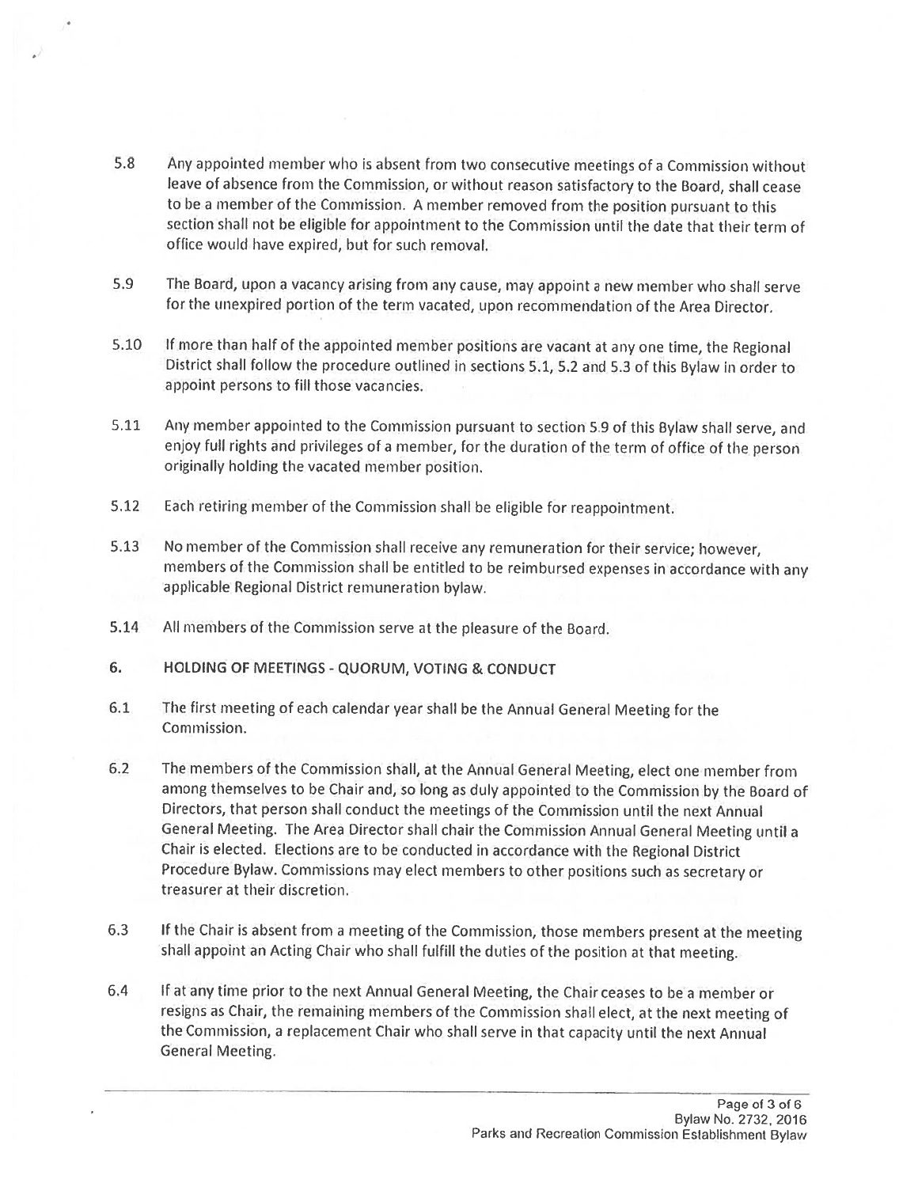5.8 Any appointed member who is absent from two consecutive meetings of a Commission without leave of absence from the Commission, or without reason satisfactory to the Board, shall cease to be a member of the Commission. A member removed from the position pursuant to this section shall not be eligible for appointment to the Commission until the date that their term of office would have expired, but for such removal.

5.9 The Board, upon a vacancy arising from any cause, may appoint a new member who shall serve for the unexpired portion of the term vacated, upon recommendation of the Area Director.

5.10 If more than half of the appointed member positions are vacant at any one time, the Regional District shall follow the procedure outlined in sections 5.1, 5.2 and 5.3 of this Bylaw in order to appoint persons to fill those vacancies.

5.11 Any member appointed to the Commission pursuant to section 5.9 of this Bylaw shall serve, and enjoy full rights and privileges of a member, for the duration of the term of office of the person originally holding the vacated member position.

5.12 Each retiring member of the Commission shall be eligible for reappointment.

5.13 No member of the Commission shall receive any remuneration for their service; however, members of the Commission shall be entitled to be reimbursed expenses in accordance with any applicable Regional District remuneration bylaw.

5.14 All members of the Commission serve at the pleasure of the Board.

## 6. HOLDING OF MEETINGS - QUORUM, VOTING & CONDUCT

6.1 The first meeting of each calendar year shall be the Annual General Meeting for the Commission.

6.2 The members of the Commission shall, at the Annual General Meeting, elect one member from among themselves to be Chair and, so long as duly appointed to the Commission by the Board of Directors, that person shall conduct the meetings of the Commission until the next Annual General Meeting. The Area Director shall chair the Commission Annual General Meeting until a Chair is elected. Elections are to be conducted in accordance with the Regional District Procedure Bylaw. Commissions may elect members to other positions such as secretary or treasurer at their discretion.

6.3 If the Chair is absent from a meeting of the Commission, those members present at the meeting shall appoint an Acting Chair who shall fulfill the duties of the position at that meeting.

6.4 If at any time prior to the next Annual General Meeting, the Chair ceases to be a member or resigns as Chair, the remaining members of the Commission shall elect, at the next meeting of the Commission, a replacement Chair who shall serve in that capacity until the next Annual General Meeting.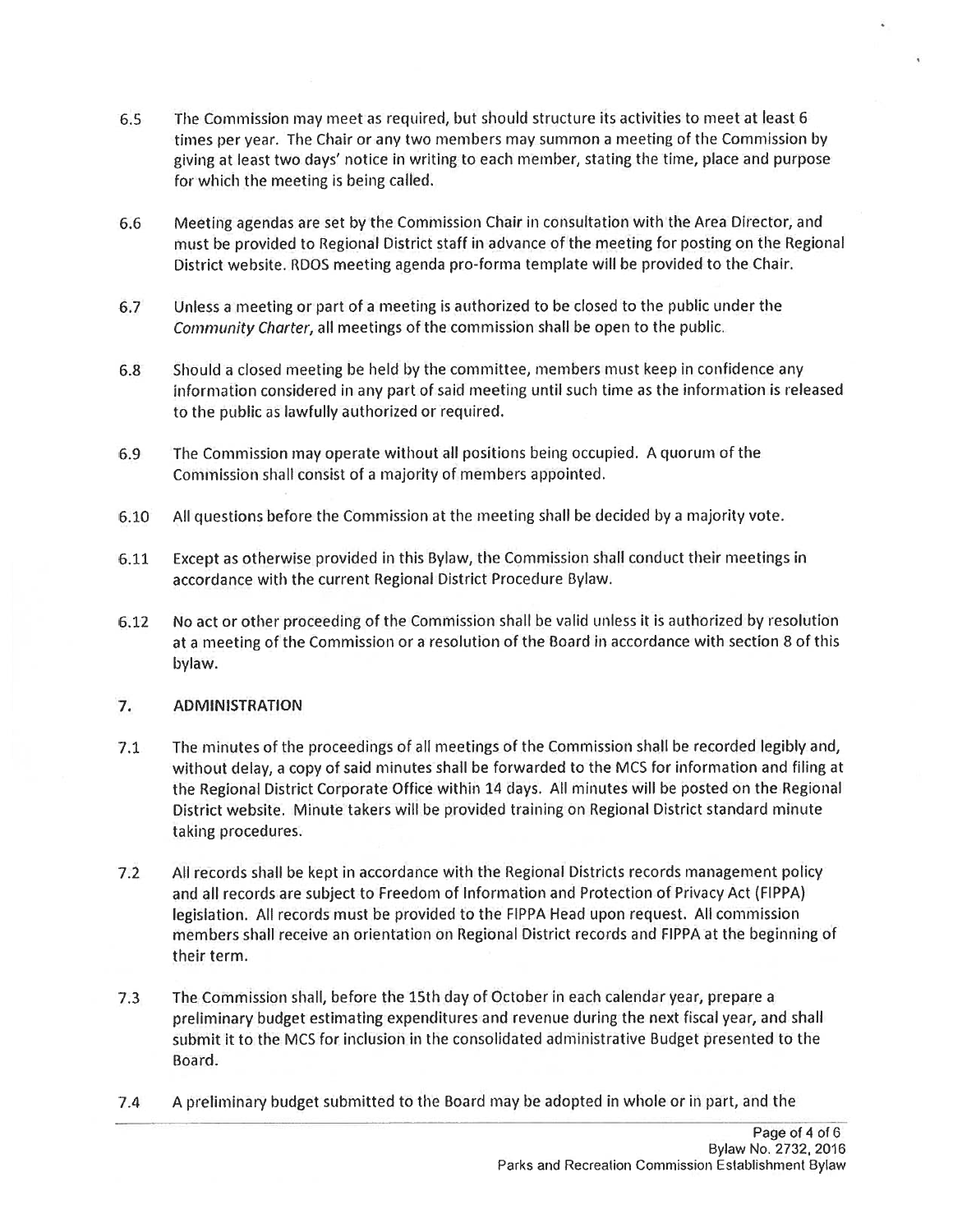6.5 The Commission may meet as required, but should structure its activities to meet at least 6 times per year. The Chair or any two members may summon a meeting of the Commission by giving at least two days' notice in writing to each member, stating the time, place and purpose for which the meeting is being called.

6.6 Meeting agendas are set by the Commission Chair in consultation with the Area Director, and must be provided to Regional District staff in advance of the meeting for posting on the Regional District website. RDOS meeting agenda pro-forma template will be provided to the Chair.

6.7 Unless a meeting or part of a meeting is authorized to be closed to the public under the *Community Charter*, all meetings of the commission shall be open to the public.

6.8 Should a closed meeting be held by the committee, members must keep in confidence any information considered in any part of said meeting until such time as the information is released to the public as lawfully authorized or required.

6.9 The Commission may operate without all positions being occupied. A quorum of the Commission shall consist of a majority of members appointed.

6.10 All questions before the Commission at the meeting shall be decided by a majority vote.

6.11 Except as otherwise provided in this Bylaw, the Commission shall conduct their meetings in accordance with the current Regional District Procedure Bylaw.

6.12 No act or other proceeding of the Commission shall be valid unless it is authorized by resolution at a meeting of the Commission or a resolution of the Board in accordance with section 8 of this bylaw.

## 7. ADMINISTRATION

7.1 The minutes of the proceedings of all meetings of the Commission shall be recorded legibly and, without delay, a copy of said minutes shall be forwarded to the MCS for information and filing at the Regional District Corporate Office within 14 days. All minutes will be posted on the Regional District website. Minute takers will be provided training on Regional District standard minute taking procedures.

7.2 All records shall be kept in accordance with the Regional Districts records management policy and all records are subject to Freedom of Information and Protection of Privacy Act (FIPPA) legislation. All records must be provided to the FIPPA Head upon request. All commission members shall receive an orientation on Regional District records and FIPPA at the beginning of their term.

7.3 The Commission shall, before the 15th day of October in each calendar year, prepare a preliminary budget estimating expenditures and revenue during the next fiscal year, and shall submit it to the MCS for inclusion in the consolidated administrative Budget presented to the Board.

7.4 A preliminary budget submitted to the Board may be adopted in whole or in part, and the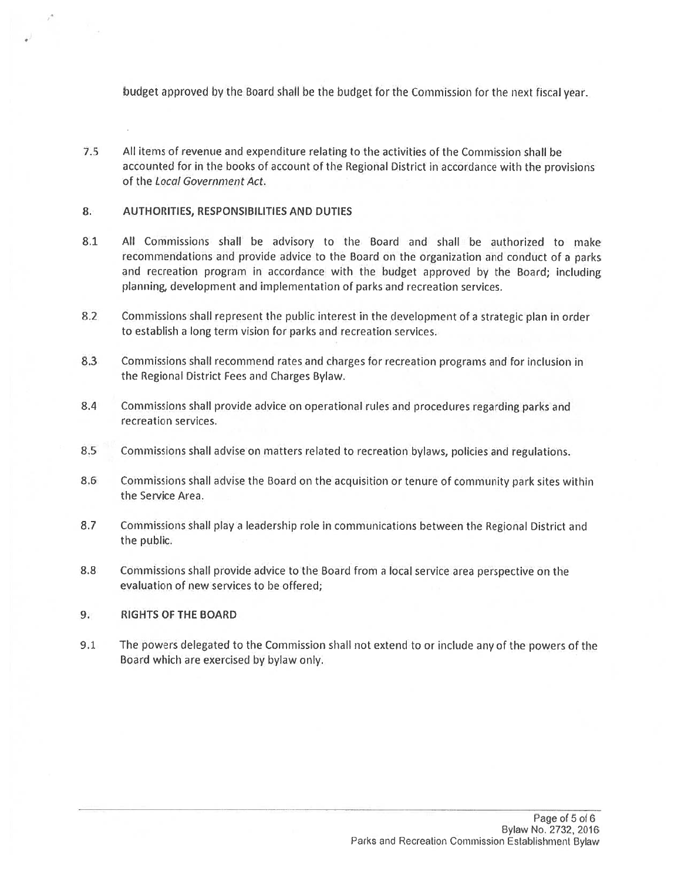budget approved by the Board shall be the budget for the Commission for the next fiscal year.

7.5 All items of revenue and expenditure relating to the activities of the Commission shall be accounted for in the books of account of the Regional District in accordance with the provisions of the *Local Government Act*.

## 8. AUTHORITIES, RESPONSIBILITIES AND DUTIES

8.1 All Commissions shall be advisory to the Board and shall be authorized to make recommendations and provide advice to the Board on the organization and conduct of a parks and recreation program in accordance with the budget approved by the Board; including planning, development and implementation of parks and recreation services.

8.2 Commissions shall represent the public interest in the development of a strategic plan in order to establish a long term vision for parks and recreation services.

8.3 Commissions shall recommend rates and charges for recreation programs and for inclusion in the Regional District Fees and Charges Bylaw.

8.4 Commissions shall provide advice on operational rules and procedures regarding parks and recreation services.

8.5 Commissions shall advise on matters related to recreation bylaws, policies and regulations.

8.6 Commissions shall advise the Board on the acquisition or tenure of community park sites within the Service Area.

8.7 Commissions shall play a leadership role in communications between the Regional District and the public.

8.8 Commissions shall provide advice to the Board from a local service area perspective on the evaluation of new services to be offered;

## 9. RIGHTS OF THE BOARD

9.1 The powers delegated to the Commission shall not extend to or include any of the powers of the Board which are exercised by bylaw only.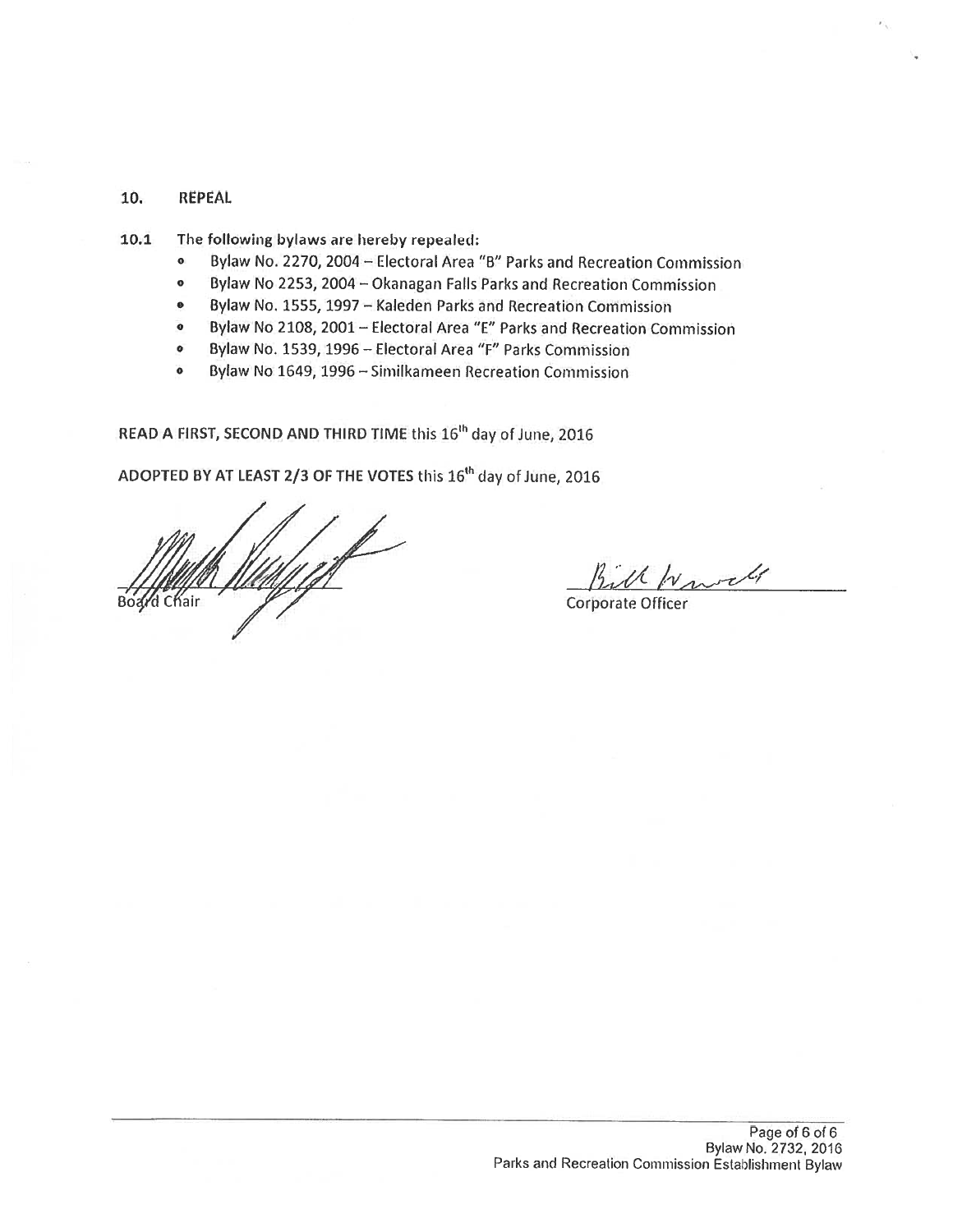## 10. REPEAL

10.1 The following bylaws are hereby repealed:

- Bylaw No. 2270, 2004 – Electoral Area "B" Parks and Recreation Commission
- Bylaw No 2253, 2004 – Okanagan Falls Parks and Recreation Commission
- Bylaw No. 1555, 1997 – Kaleden Parks and Recreation Commission
- Bylaw No 2108, 2001 – Electoral Area "E" Parks and Recreation Commission
- Bylaw No. 1539, 1996 – Electoral Area "F" Parks Commission
- Bylaw No 1649, 1996 – Similkameen Recreation Commission

**READ A FIRST, SECOND AND THIRD TIME** this 16th day of June, 2016

**ADOPTED BY AT LEAST 2/3 OF THE VOTES** this 16th day of June, 2016

Board Chair

Bill Newell

Corporate Officer